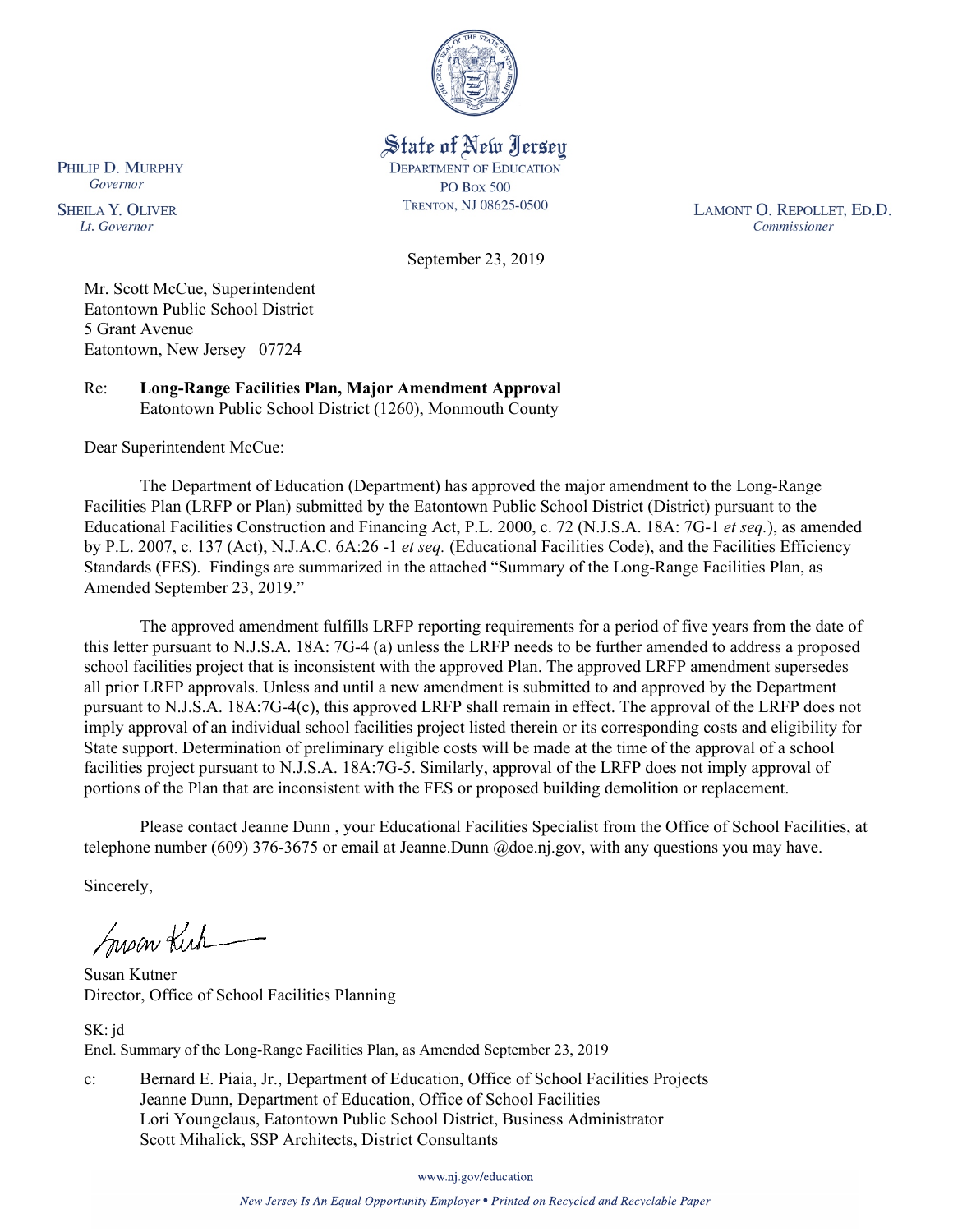State of New Jersey
DEPARTMENT OF EDUCATION
PO BOX 500
TRENTON, NJ 08625-0500

PHILIP D. MURPHY
*Governor*

SHEILA Y. OLIVER
*Lt. Governor*

LAMONT O. REPOLLET, ED.D.
*Commissioner*

September 23, 2019

Mr. Scott McCue, Superintendent
Eatontown Public School District
5 Grant Avenue
Eatontown, New Jersey 07724

Re: **Long-Range Facilities Plan, Major Amendment Approval**
Eatontown Public School District (1260), Monmouth County

Dear Superintendent McCue:

The Department of Education (Department) has approved the major amendment to the Long-Range Facilities Plan (LRFP or Plan) submitted by the Eatontown Public School District (District) pursuant to the Educational Facilities Construction and Financing Act, P.L. 2000, c. 72 (N.J.S.A. 18A: 7G-1 *et seq.*), as amended by P.L. 2007, c. 137 (Act), N.J.A.C. 6A:26 -1 *et seq.* (Educational Facilities Code), and the Facilities Efficiency Standards (FES). Findings are summarized in the attached "Summary of the Long-Range Facilities Plan, as Amended September 23, 2019."

The approved amendment fulfills LRFP reporting requirements for a period of five years from the date of this letter pursuant to N.J.S.A. 18A: 7G-4 (a) unless the LRFP needs to be further amended to address a proposed school facilities project that is inconsistent with the approved Plan. The approved LRFP amendment supersedes all prior LRFP approvals. Unless and until a new amendment is submitted to and approved by the Department pursuant to N.J.S.A. 18A:7G-4(c), this approved LRFP shall remain in effect. The approval of the LRFP does not imply approval of an individual school facilities project listed therein or its corresponding costs and eligibility for State support. Determination of preliminary eligible costs will be made at the time of the approval of a school facilities project pursuant to N.J.S.A. 18A:7G-5. Similarly, approval of the LRFP does not imply approval of portions of the Plan that are inconsistent with the FES or proposed building demolition or replacement.

Please contact Jeanne Dunn , your Educational Facilities Specialist from the Office of School Facilities, at telephone number (609) 376-3675 or email at Jeanne.Dunn @doe.nj.gov, with any questions you may have.

Sincerely,

Susan Kutner
Director, Office of School Facilities Planning

SK: jd
Encl. Summary of the Long-Range Facilities Plan, as Amended September 23, 2019

c: Bernard E. Piaia, Jr., Department of Education, Office of School Facilities Projects
Jeanne Dunn, Department of Education, Office of School Facilities
Lori Youngclaus, Eatontown Public School District, Business Administrator
Scott Mihalick, SSP Architects, District Consultants

www.nj.gov/education

*New Jersey Is An Equal Opportunity Employer • Printed on Recycled and Recyclable Paper*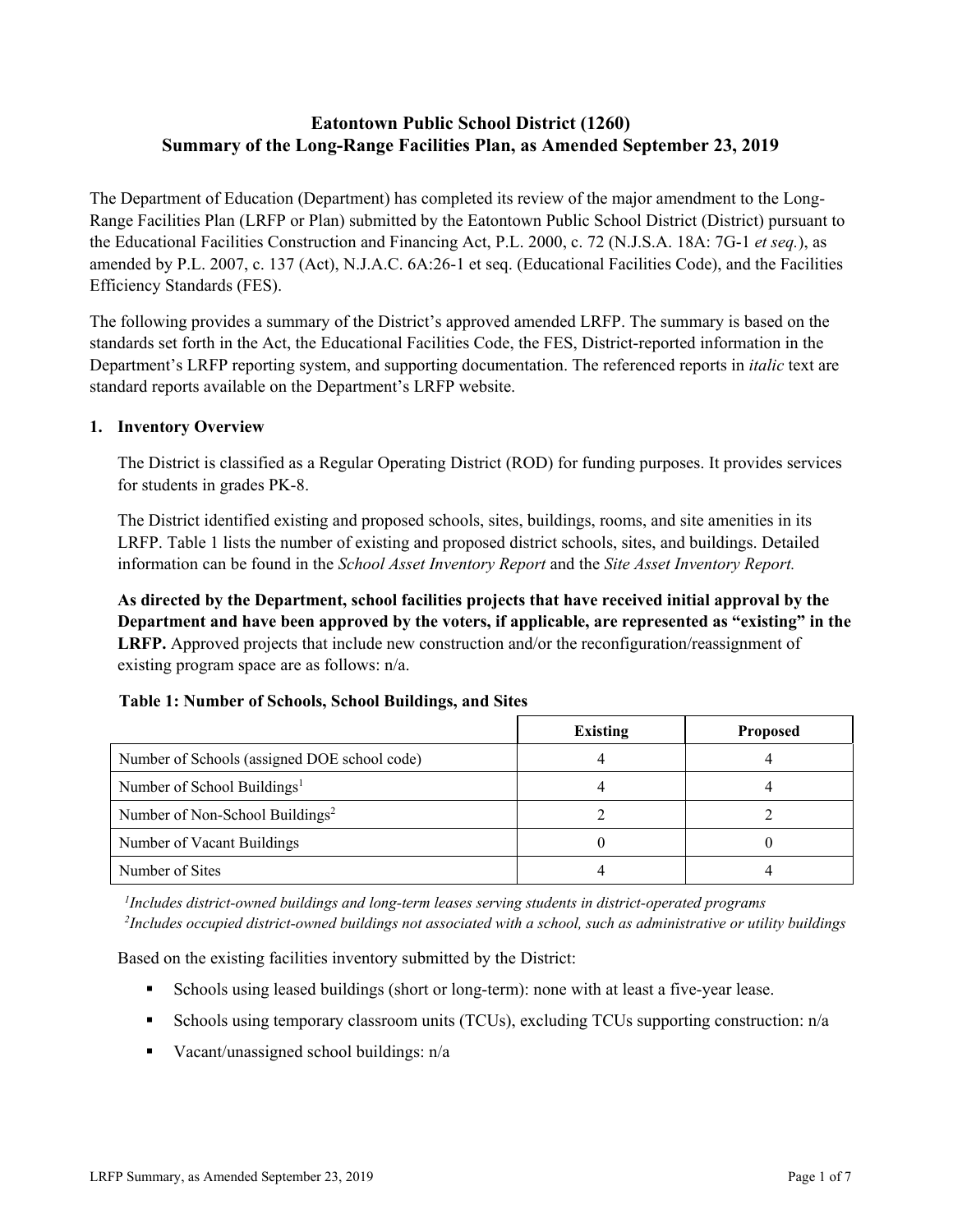# Eatontown Public School District (1260)
# Summary of the Long-Range Facilities Plan, as Amended September 23, 2019

The Department of Education (Department) has completed its review of the major amendment to the Long-Range Facilities Plan (LRFP or Plan) submitted by the Eatontown Public School District (District) pursuant to the Educational Facilities Construction and Financing Act, P.L. 2000, c. 72 (N.J.S.A. 18A: 7G-1 *et seq.*), as amended by P.L. 2007, c. 137 (Act), N.J.A.C. 6A:26-1 et seq. (Educational Facilities Code), and the Facilities Efficiency Standards (FES).

The following provides a summary of the District's approved amended LRFP. The summary is based on the standards set forth in the Act, the Educational Facilities Code, the FES, District-reported information in the Department's LRFP reporting system, and supporting documentation. The referenced reports in *italic* text are standard reports available on the Department's LRFP website.

## 1. Inventory Overview

The District is classified as a Regular Operating District (ROD) for funding purposes. It provides services for students in grades PK-8.

The District identified existing and proposed schools, sites, buildings, rooms, and site amenities in its LRFP. Table 1 lists the number of existing and proposed district schools, sites, and buildings. Detailed information can be found in the *School Asset Inventory Report* and the *Site Asset Inventory Report.*

**As directed by the Department, school facilities projects that have received initial approval by the Department and have been approved by the voters, if applicable, are represented as "existing" in the LRFP.** Approved projects that include new construction and/or the reconfiguration/reassignment of existing program space are as follows: n/a.

**Table 1: Number of Schools, School Buildings, and Sites**

| | Existing | Proposed |
|---|---|---|
| Number of Schools (assigned DOE school code) | 4 | 4 |
| Number of School Buildings[1] | 4 | 4 |
| Number of Non-School Buildings[2] | 2 | 2 |
| Number of Vacant Buildings | 0 | 0 |
| Number of Sites | 4 | 4 |

[1]*Includes district-owned buildings and long-term leases serving students in district-operated programs*
[2]*Includes occupied district-owned buildings not associated with a school, such as administrative or utility buildings*

Based on the existing facilities inventory submitted by the District:

- Schools using leased buildings (short or long-term): none with at least a five-year lease.
- Schools using temporary classroom units (TCUs), excluding TCUs supporting construction: n/a
- Vacant/unassigned school buildings: n/a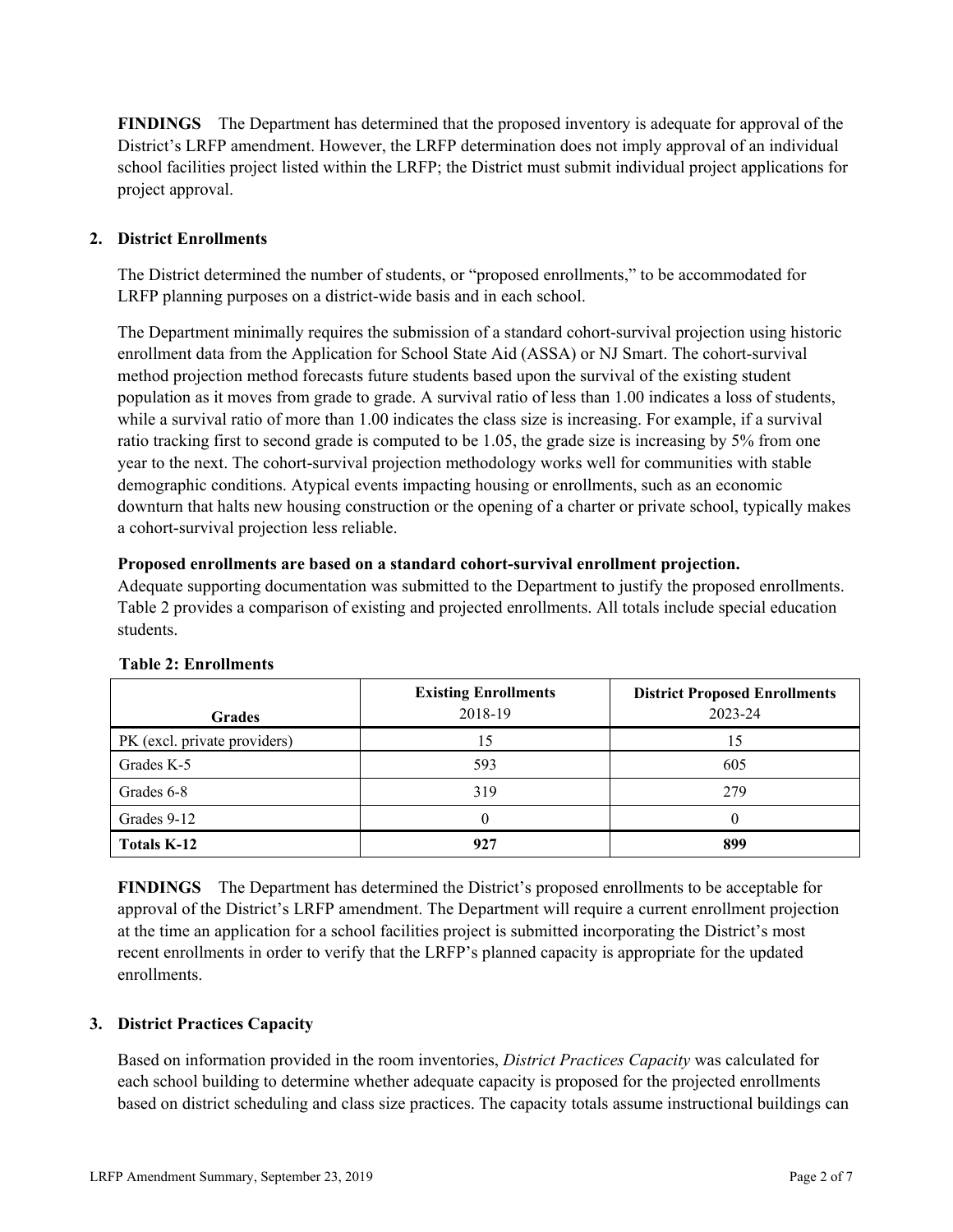**FINDINGS** The Department has determined that the proposed inventory is adequate for approval of the District's LRFP amendment. However, the LRFP determination does not imply approval of an individual school facilities project listed within the LRFP; the District must submit individual project applications for project approval.

## 2. District Enrollments

The District determined the number of students, or "proposed enrollments," to be accommodated for LRFP planning purposes on a district-wide basis and in each school.

The Department minimally requires the submission of a standard cohort-survival projection using historic enrollment data from the Application for School State Aid (ASSA) or NJ Smart. The cohort-survival method projection method forecasts future students based upon the survival of the existing student population as it moves from grade to grade. A survival ratio of less than 1.00 indicates a loss of students, while a survival ratio of more than 1.00 indicates the class size is increasing. For example, if a survival ratio tracking first to second grade is computed to be 1.05, the grade size is increasing by 5% from one year to the next. The cohort-survival projection methodology works well for communities with stable demographic conditions. Atypical events impacting housing or enrollments, such as an economic downturn that halts new housing construction or the opening of a charter or private school, typically makes a cohort-survival projection less reliable.

**Proposed enrollments are based on a standard cohort-survival enrollment projection.**
Adequate supporting documentation was submitted to the Department to justify the proposed enrollments. Table 2 provides a comparison of existing and projected enrollments. All totals include special education students.

**Table 2: Enrollments**

| Grades | Existing Enrollments 2018-19 | District Proposed Enrollments 2023-24 |
|---|---|---|
| PK (excl. private providers) | 15 | 15 |
| Grades K-5 | 593 | 605 |
| Grades 6-8 | 319 | 279 |
| Grades 9-12 | 0 | 0 |
| **Totals K-12** | **927** | **899** |

**FINDINGS** The Department has determined the District's proposed enrollments to be acceptable for approval of the District's LRFP amendment. The Department will require a current enrollment projection at the time an application for a school facilities project is submitted incorporating the District's most recent enrollments in order to verify that the LRFP's planned capacity is appropriate for the updated enrollments.

## 3. District Practices Capacity

Based on information provided in the room inventories, *District Practices Capacity* was calculated for each school building to determine whether adequate capacity is proposed for the projected enrollments based on district scheduling and class size practices. The capacity totals assume instructional buildings can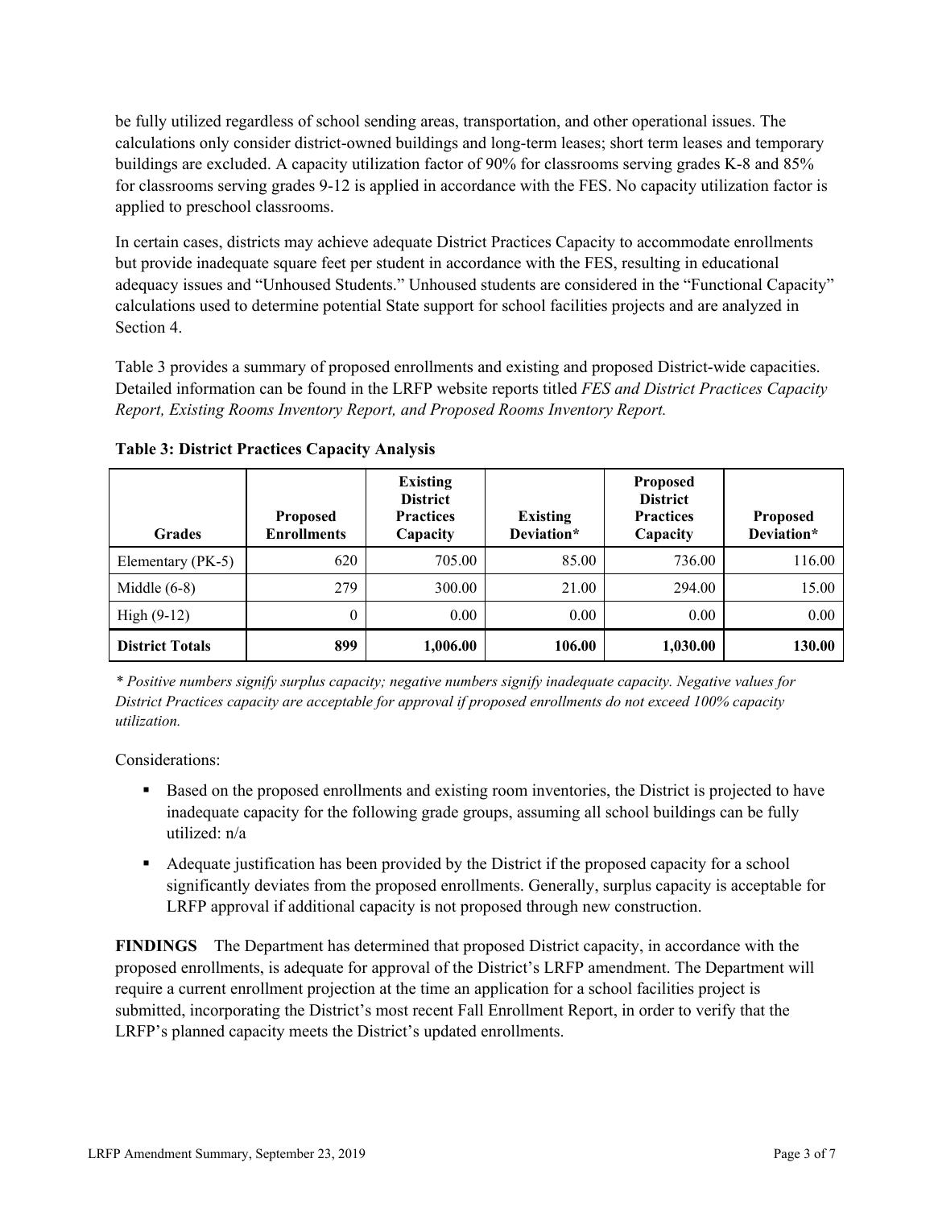be fully utilized regardless of school sending areas, transportation, and other operational issues. The calculations only consider district-owned buildings and long-term leases; short term leases and temporary buildings are excluded. A capacity utilization factor of 90% for classrooms serving grades K-8 and 85% for classrooms serving grades 9-12 is applied in accordance with the FES. No capacity utilization factor is applied to preschool classrooms.

In certain cases, districts may achieve adequate District Practices Capacity to accommodate enrollments but provide inadequate square feet per student in accordance with the FES, resulting in educational adequacy issues and "Unhoused Students." Unhoused students are considered in the "Functional Capacity" calculations used to determine potential State support for school facilities projects and are analyzed in Section 4.

Table 3 provides a summary of proposed enrollments and existing and proposed District-wide capacities. Detailed information can be found in the LRFP website reports titled *FES and District Practices Capacity Report, Existing Rooms Inventory Report, and Proposed Rooms Inventory Report.*

**Table 3: District Practices Capacity Analysis**

| Grades | Proposed Enrollments | Existing District Practices Capacity | Existing Deviation* | Proposed District Practices Capacity | Proposed Deviation* |
|---|---|---|---|---|---|
| Elementary (PK-5) | 620 | 705.00 | 85.00 | 736.00 | 116.00 |
| Middle (6-8) | 279 | 300.00 | 21.00 | 294.00 | 15.00 |
| High (9-12) | 0 | 0.00 | 0.00 | 0.00 | 0.00 |
| **District Totals** | **899** | **1,006.00** | **106.00** | **1,030.00** | **130.00** |

*\* Positive numbers signify surplus capacity; negative numbers signify inadequate capacity. Negative values for District Practices capacity are acceptable for approval if proposed enrollments do not exceed 100% capacity utilization.*

Considerations:

- Based on the proposed enrollments and existing room inventories, the District is projected to have inadequate capacity for the following grade groups, assuming all school buildings can be fully utilized: n/a
- Adequate justification has been provided by the District if the proposed capacity for a school significantly deviates from the proposed enrollments. Generally, surplus capacity is acceptable for LRFP approval if additional capacity is not proposed through new construction.

**FINDINGS** The Department has determined that proposed District capacity, in accordance with the proposed enrollments, is adequate for approval of the District's LRFP amendment. The Department will require a current enrollment projection at the time an application for a school facilities project is submitted, incorporating the District's most recent Fall Enrollment Report, in order to verify that the LRFP's planned capacity meets the District's updated enrollments.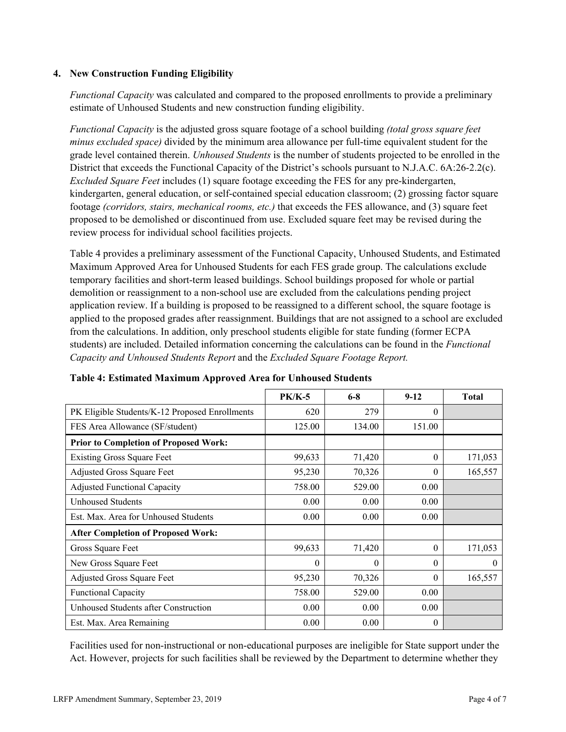### 4. New Construction Funding Eligibility

*Functional Capacity* was calculated and compared to the proposed enrollments to provide a preliminary estimate of Unhoused Students and new construction funding eligibility.

*Functional Capacity* is the adjusted gross square footage of a school building *(total gross square feet minus excluded space)* divided by the minimum area allowance per full-time equivalent student for the grade level contained therein. *Unhoused Students* is the number of students projected to be enrolled in the District that exceeds the Functional Capacity of the District's schools pursuant to N.J.A.C. 6A:26-2.2(c). *Excluded Square Feet* includes (1) square footage exceeding the FES for any pre-kindergarten, kindergarten, general education, or self-contained special education classroom; (2) grossing factor square footage *(corridors, stairs, mechanical rooms, etc.)* that exceeds the FES allowance, and (3) square feet proposed to be demolished or discontinued from use. Excluded square feet may be revised during the review process for individual school facilities projects.

Table 4 provides a preliminary assessment of the Functional Capacity, Unhoused Students, and Estimated Maximum Approved Area for Unhoused Students for each FES grade group. The calculations exclude temporary facilities and short-term leased buildings. School buildings proposed for whole or partial demolition or reassignment to a non-school use are excluded from the calculations pending project application review. If a building is proposed to be reassigned to a different school, the square footage is applied to the proposed grades after reassignment. Buildings that are not assigned to a school are excluded from the calculations. In addition, only preschool students eligible for state funding (former ECPA students) are included. Detailed information concerning the calculations can be found in the *Functional Capacity and Unhoused Students Report* and the *Excluded Square Footage Report.*

**Table 4: Estimated Maximum Approved Area for Unhoused Students**

| | PK/K-5 | 6-8 | 9-12 | Total |
|---|---|---|---|---|
| PK Eligible Students/K-12 Proposed Enrollments | 620 | 279 | 0 | |
| FES Area Allowance (SF/student) | 125.00 | 134.00 | 151.00 | |
| **Prior to Completion of Proposed Work:** | | | | |
| Existing Gross Square Feet | 99,633 | 71,420 | 0 | 171,053 |
| Adjusted Gross Square Feet | 95,230 | 70,326 | 0 | 165,557 |
| Adjusted Functional Capacity | 758.00 | 529.00 | 0.00 | |
| Unhoused Students | 0.00 | 0.00 | 0.00 | |
| Est. Max. Area for Unhoused Students | 0.00 | 0.00 | 0.00 | |
| **After Completion of Proposed Work:** | | | | |
| Gross Square Feet | 99,633 | 71,420 | 0 | 171,053 |
| New Gross Square Feet | 0 | 0 | 0 | 0 |
| Adjusted Gross Square Feet | 95,230 | 70,326 | 0 | 165,557 |
| Functional Capacity | 758.00 | 529.00 | 0.00 | |
| Unhoused Students after Construction | 0.00 | 0.00 | 0.00 | |
| Est. Max. Area Remaining | 0.00 | 0.00 | 0 | |

Facilities used for non-instructional or non-educational purposes are ineligible for State support under the Act. However, projects for such facilities shall be reviewed by the Department to determine whether they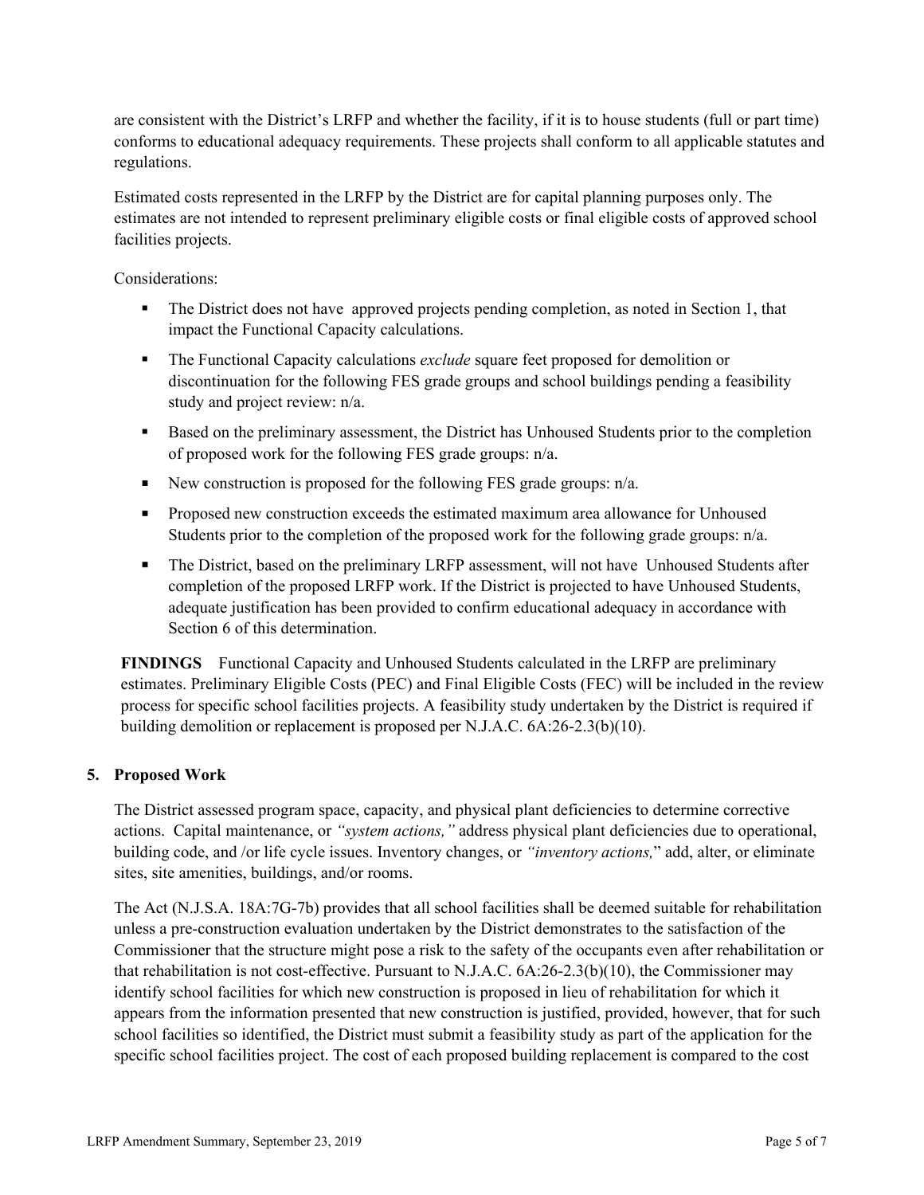are consistent with the District's LRFP and whether the facility, if it is to house students (full or part time) conforms to educational adequacy requirements. These projects shall conform to all applicable statutes and regulations.

Estimated costs represented in the LRFP by the District are for capital planning purposes only. The estimates are not intended to represent preliminary eligible costs or final eligible costs of approved school facilities projects.

Considerations:

- The District does not have approved projects pending completion, as noted in Section 1, that impact the Functional Capacity calculations.
- The Functional Capacity calculations *exclude* square feet proposed for demolition or discontinuation for the following FES grade groups and school buildings pending a feasibility study and project review: n/a.
- Based on the preliminary assessment, the District has Unhoused Students prior to the completion of proposed work for the following FES grade groups: n/a.
- New construction is proposed for the following FES grade groups: n/a.
- Proposed new construction exceeds the estimated maximum area allowance for Unhoused Students prior to the completion of the proposed work for the following grade groups: n/a.
- The District, based on the preliminary LRFP assessment, will not have Unhoused Students after completion of the proposed LRFP work. If the District is projected to have Unhoused Students, adequate justification has been provided to confirm educational adequacy in accordance with Section 6 of this determination.

**FINDINGS** Functional Capacity and Unhoused Students calculated in the LRFP are preliminary estimates. Preliminary Eligible Costs (PEC) and Final Eligible Costs (FEC) will be included in the review process for specific school facilities projects. A feasibility study undertaken by the District is required if building demolition or replacement is proposed per N.J.A.C. 6A:26-2.3(b)(10).

## 5. Proposed Work

The District assessed program space, capacity, and physical plant deficiencies to determine corrective actions. Capital maintenance, or *"system actions,"* address physical plant deficiencies due to operational, building code, and /or life cycle issues. Inventory changes, or *"inventory actions,"* add, alter, or eliminate sites, site amenities, buildings, and/or rooms.

The Act (N.J.S.A. 18A:7G-7b) provides that all school facilities shall be deemed suitable for rehabilitation unless a pre-construction evaluation undertaken by the District demonstrates to the satisfaction of the Commissioner that the structure might pose a risk to the safety of the occupants even after rehabilitation or that rehabilitation is not cost-effective. Pursuant to N.J.A.C. 6A:26-2.3(b)(10), the Commissioner may identify school facilities for which new construction is proposed in lieu of rehabilitation for which it appears from the information presented that new construction is justified, provided, however, that for such school facilities so identified, the District must submit a feasibility study as part of the application for the specific school facilities project. The cost of each proposed building replacement is compared to the cost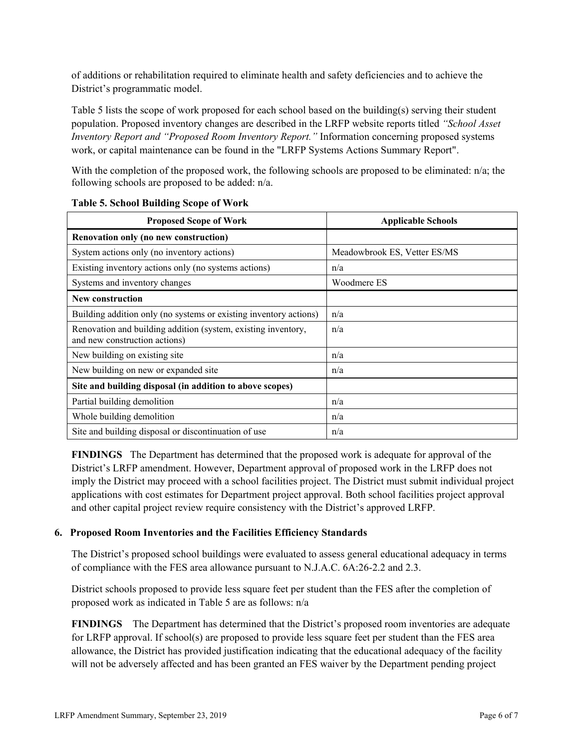of additions or rehabilitation required to eliminate health and safety deficiencies and to achieve the District's programmatic model.

Table 5 lists the scope of work proposed for each school based on the building(s) serving their student population. Proposed inventory changes are described in the LRFP website reports titled *"School Asset Inventory Report and "Proposed Room Inventory Report."* Information concerning proposed systems work, or capital maintenance can be found in the "LRFP Systems Actions Summary Report".

With the completion of the proposed work, the following schools are proposed to be eliminated: n/a; the following schools are proposed to be added: n/a.

**Table 5. School Building Scope of Work**

| Proposed Scope of Work | Applicable Schools |
|---|---|
| **Renovation only (no new construction)** | |
| System actions only (no inventory actions) | Meadowbrook ES, Vetter ES/MS |
| Existing inventory actions only (no systems actions) | n/a |
| Systems and inventory changes | Woodmere ES |
| **New construction** | |
| Building addition only (no systems or existing inventory actions) | n/a |
| Renovation and building addition (system, existing inventory, and new construction actions) | n/a |
| New building on existing site | n/a |
| New building on new or expanded site | n/a |
| **Site and building disposal (in addition to above scopes)** | |
| Partial building demolition | n/a |
| Whole building demolition | n/a |
| Site and building disposal or discontinuation of use | n/a |

**FINDINGS** The Department has determined that the proposed work is adequate for approval of the District's LRFP amendment. However, Department approval of proposed work in the LRFP does not imply the District may proceed with a school facilities project. The District must submit individual project applications with cost estimates for Department project approval. Both school facilities project approval and other capital project review require consistency with the District's approved LRFP.

## 6. Proposed Room Inventories and the Facilities Efficiency Standards

The District's proposed school buildings were evaluated to assess general educational adequacy in terms of compliance with the FES area allowance pursuant to N.J.A.C. 6A:26-2.2 and 2.3.

District schools proposed to provide less square feet per student than the FES after the completion of proposed work as indicated in Table 5 are as follows: n/a

**FINDINGS** The Department has determined that the District's proposed room inventories are adequate for LRFP approval. If school(s) are proposed to provide less square feet per student than the FES area allowance, the District has provided justification indicating that the educational adequacy of the facility will not be adversely affected and has been granted an FES waiver by the Department pending project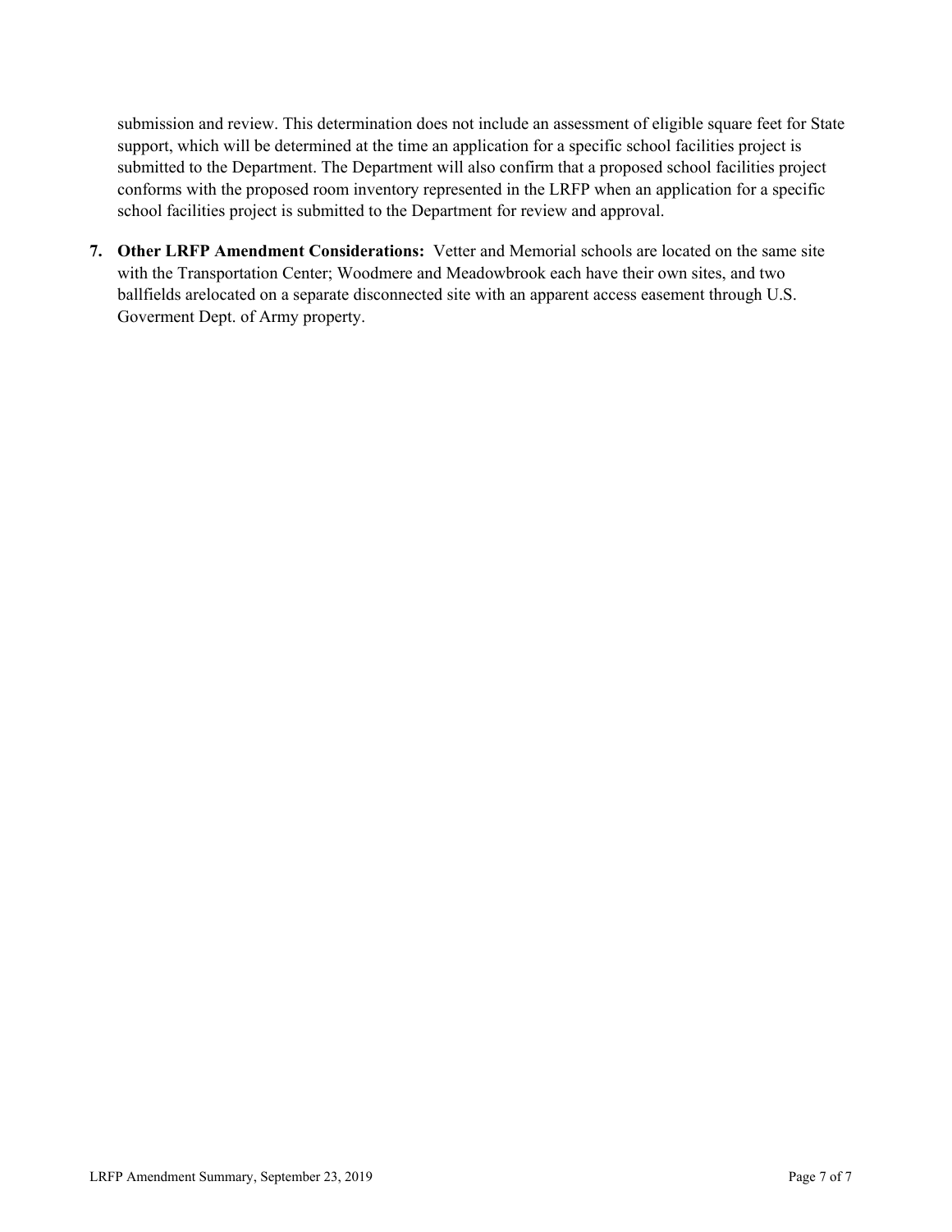submission and review. This determination does not include an assessment of eligible square feet for State support, which will be determined at the time an application for a specific school facilities project is submitted to the Department. The Department will also confirm that a proposed school facilities project conforms with the proposed room inventory represented in the LRFP when an application for a specific school facilities project is submitted to the Department for review and approval.

7. **Other LRFP Amendment Considerations:** Vetter and Memorial schools are located on the same site with the Transportation Center; Woodmere and Meadowbrook each have their own sites, and two ballfields arelocated on a separate disconnected site with an apparent access easement through U.S. Goverment Dept. of Army property.